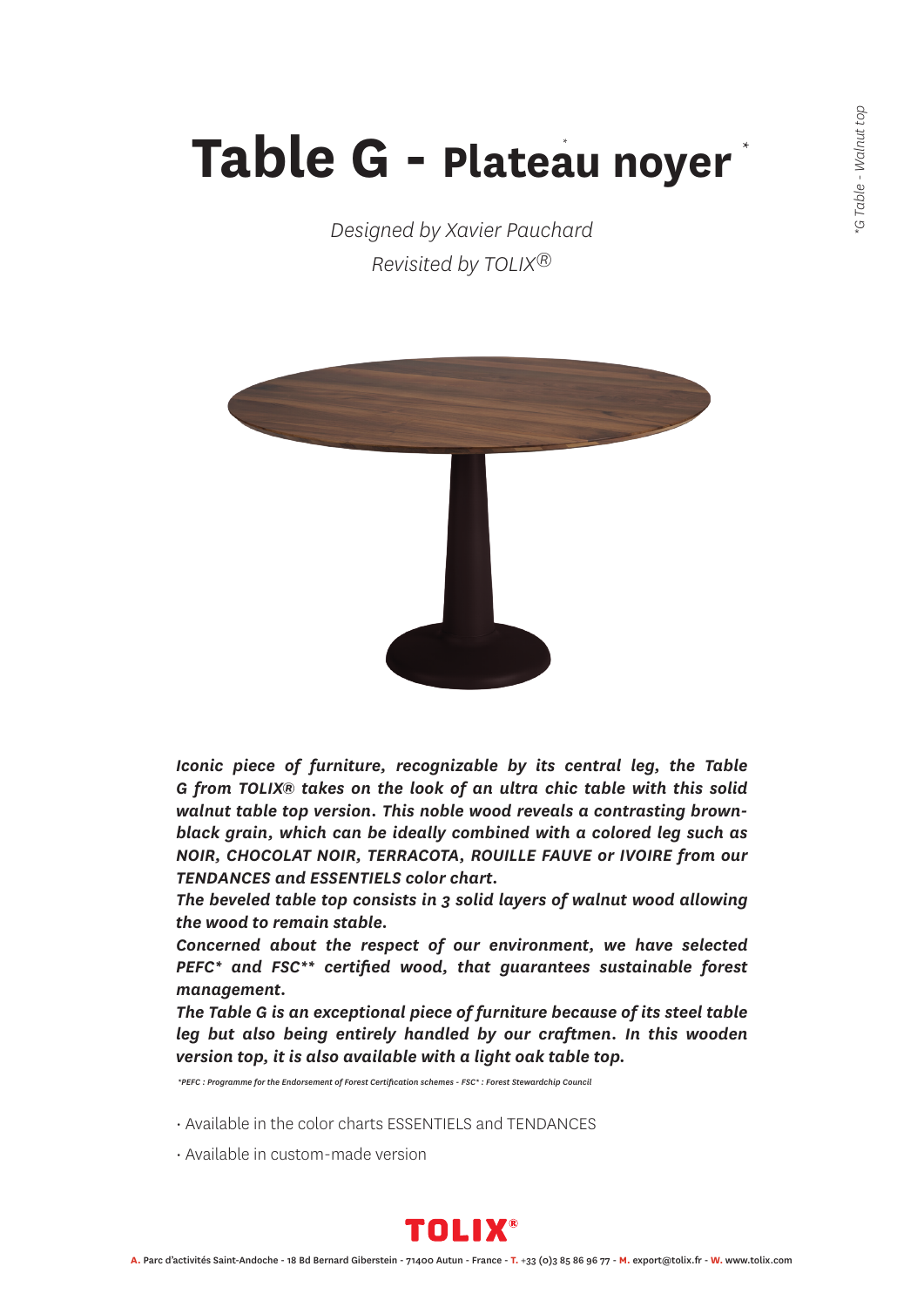# Table G - Plateau noyer*

*G Table - Walnut top

*Designed by Xavier Pauchard*
*Revisited by TOLIX®*

***Iconic piece of furniture, recognizable by its central leg, the Table G from TOLIX® takes on the look of an ultra chic table with this solid walnut table top version. This noble wood reveals a contrasting brown-black grain, which can be ideally combined with a colored leg such as NOIR, CHOCOLAT NOIR, TERRACOTA, ROUILLE FAUVE or IVOIRE from our TENDANCES and ESSENTIELS color chart.***

***The beveled table top consists in 3 solid layers of walnut wood allowing the wood to remain stable.***

***Concerned about the respect of our environment, we have selected PEFC* and FSC** certified wood, that guarantees sustainable forest management.***

***The Table G is an exceptional piece of furniture because of its steel table leg but also being entirely handled by our craftmen. In this wooden version top, it is also available with a light oak table top.***

*\*PEFC : Programme for the Endorsement of Forest Certification schemes - FSC\* : Forest Stewardchip Council*

- Available in the color charts ESSENTIELS and TENDANCES
- Available in custom-made version

**TOLIX®**

**A.** Parc d'activités Saint-Andoche - 18 Bd Bernard Giberstein - 71400 Autun - France - **T.** +33 (0)3 85 86 96 77 - **M.** export@tolix.fr - **W.** www.tolix.com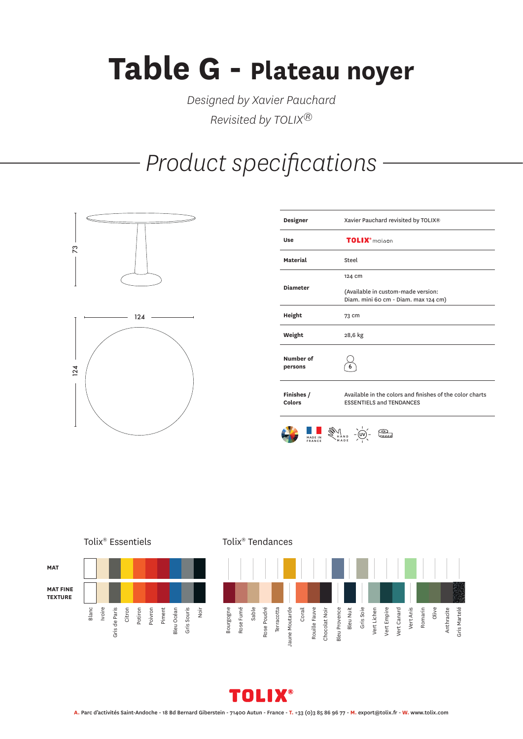# Table G - Plateau noyer

*Designed by Xavier Pauchard*

*Revisited by TOLIX®*

## *Product specifications*

73

124

124

| | |
|---|---|
| **Designer** | Xavier Pauchard revisited by TOLIX® |
| **Use** | TOLIX® maison |
| **Material** | Steel |
| **Diameter** | 124 cm<br><br>(Available in custom-made version:<br>Diam. mini 60 cm - Diam. max 124 cm) |
| **Height** | 73 cm |
| **Weight** | 28,6 kg |
| **Number of persons** | 6 |
| **Finishes / Colors** | Available in the colors and finishes of the color charts ESSENTIELS and TENDANCES |

MADE IN FRANCE

HAND MADE

UV

Tolix® Essentiels

Tolix® Tendances

MAT

MAT FINE TEXTURE

Blanc, Ivoire, Gris de Paris, Citron, Potiron, Poivron, Piment, Bleu Océan, Gris Souris, Noir

Bourgogne, Rose Fumé, Sable, Rose Poudré, Terracotta, Jaune Moutarde, Corail, Rouille Fauve, Chocolat Noir, Bleu Provence, Bleu Nuit, Gris Soie, Vert Lichen, Vert Empire, Vert Canard, Vert Anis, Romarin, Olive, Anthracite, Gris Martelé

TOLIX®

**A.** Parc d'activités Saint-Andoche - 18 Bd Bernard Giberstein - 71400 Autun - France - **T.** +33 (0)3 85 86 96 77 - **M.** export@tolix.fr - **W.** www.tolix.com